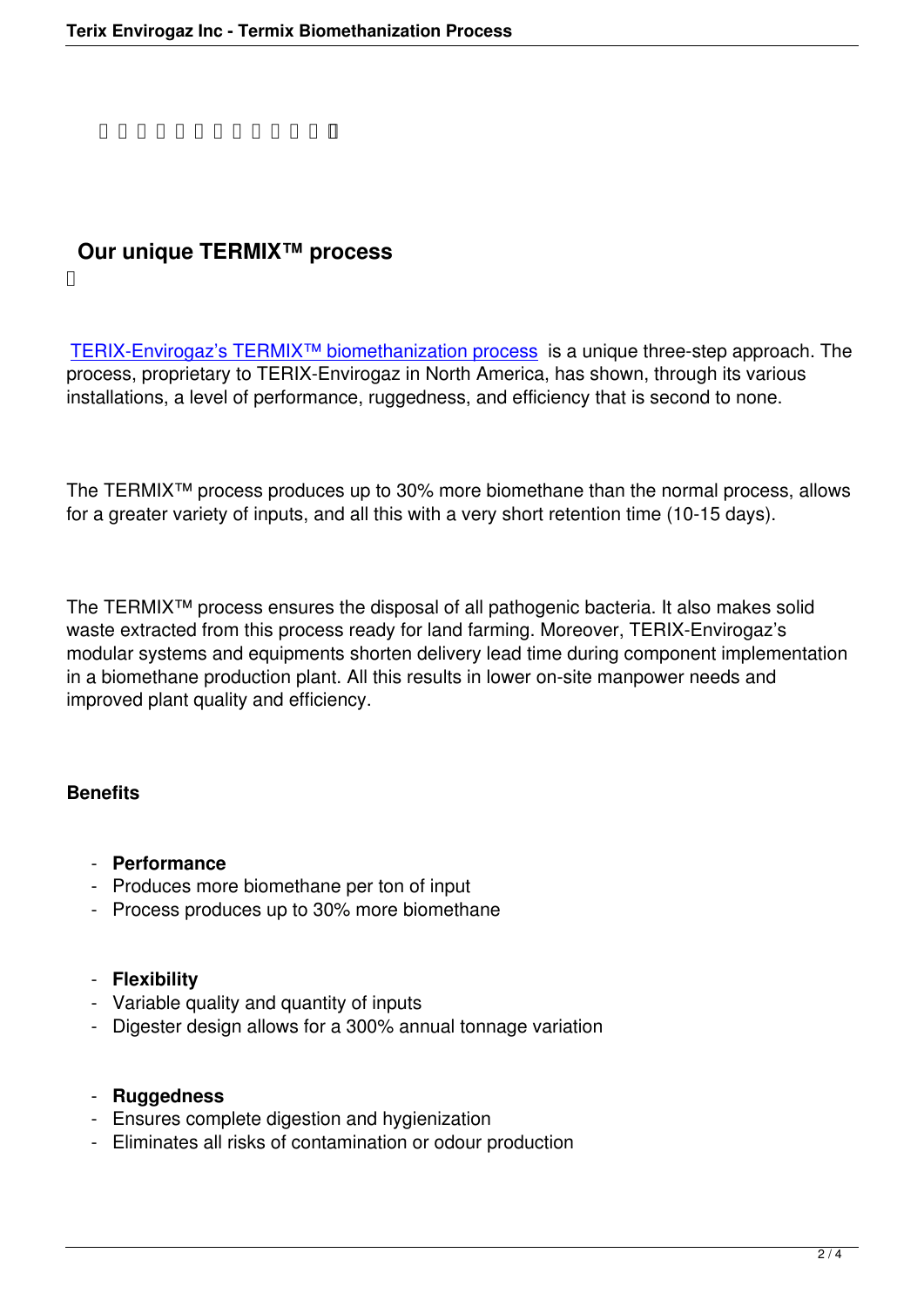## Our unique TERMIX™ process

TERIX-Envirogaz's TERMIX™ biomethanization process is a unique three-step approach. The process, proprietary to TERIX-Envirogaz in North America, has shown, through its various installations, a level of performance, ruggedness, and efficiency that is second to none.

The TERMIX™ process produces up to 30% more biomethane than the normal process, allows for a greater variety of inputs, and all this with a very short retention time (10-15 days).

The TERMIX™ process ensures the disposal of all pathogenic bacteria. It also makes solid waste extracted from this process ready for land farming. Moreover, TERIX-Envirogaz's modular systems and equipments shorten delivery lead time during component implementation in a biomethane production plant. All this results in lower on-site manpower needs and improved plant quality and efficiency.

**Benefits**

- **Performance**
- Produces more biomethane per ton of input
- Process produces up to 30% more biomethane

- **Flexibility**
- Variable quality and quantity of inputs
- Digester design allows for a 300% annual tonnage variation

- **Ruggedness**
- Ensures complete digestion and hygienization
- Eliminates all risks of contamination or odour production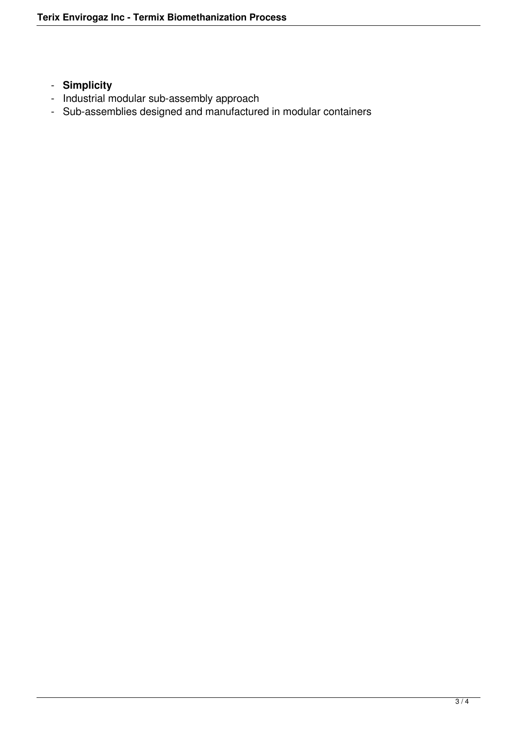- **Simplicity**
- Industrial modular sub-assembly approach
- Sub-assemblies designed and manufactured in modular containers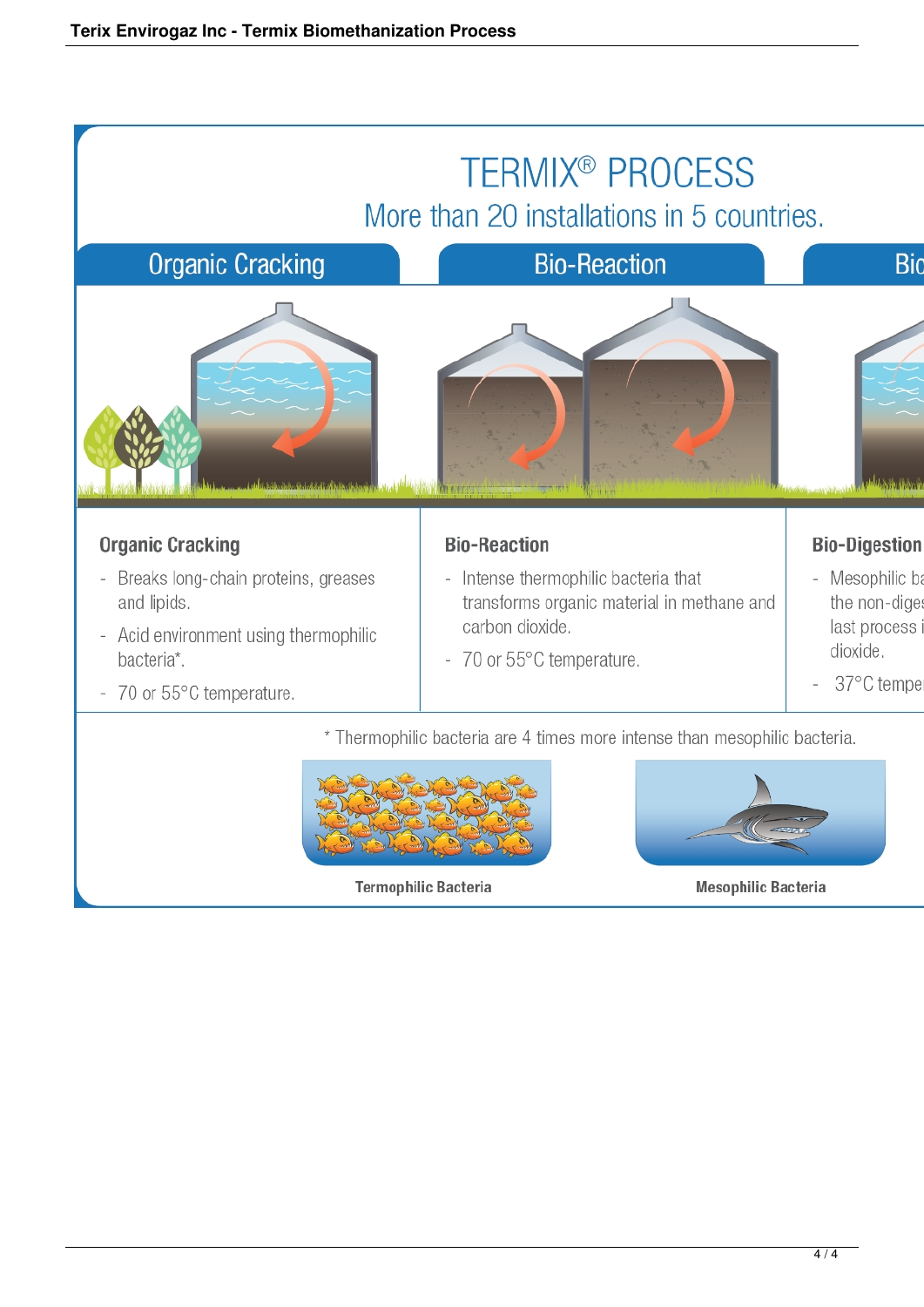# TERMIX® PROCESS

## More than 20 installations in 5 countries.

Organic Cracking | Bio-Reaction | Bio

### Organic Cracking

- Breaks long-chain proteins, greases and lipids.
- Acid environment using thermophilic bacteria*.
- 70 or 55°C temperature.

### Bio-Reaction

- Intense thermophilic bacteria that transforms organic material in methane and carbon dioxide.
- 70 or 55°C temperature.

### Bio-Digestion

- Mesophilic ba the non-diges last process i dioxide.
- 37°C tempe

* Thermophilic bacteria are 4 times more intense than mesophilic bacteria.

Termophilic Bacteria

Mesophilic Bacteria